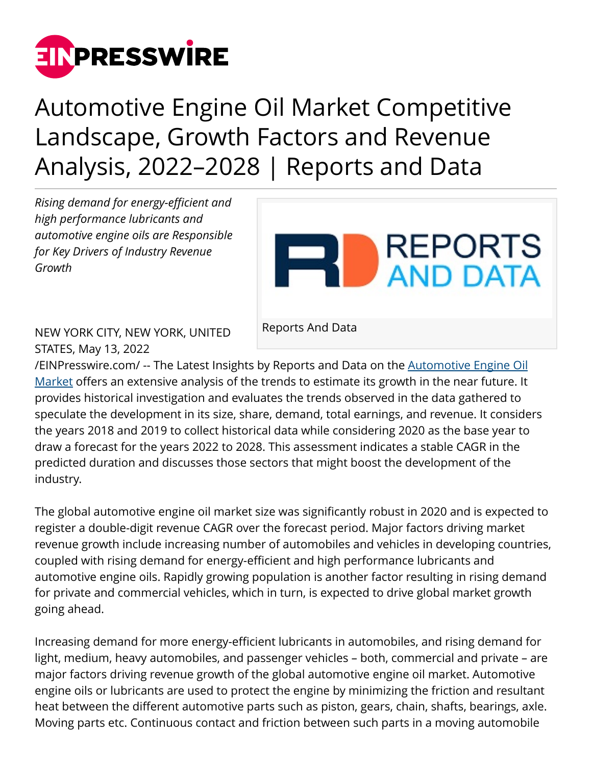# Automotive Engine Oil Market Competitive Landscape, Growth Factors and Revenue Analysis, 2022–2028 | Reports and Data

*Rising demand for energy-efficient and high performance lubricants and automotive engine oils are Responsible for Key Drivers of Industry Revenue Growth*

Reports And Data

NEW YORK CITY, NEW YORK, UNITED STATES, May 13, 2022 /EINPresswire.com/ -- The Latest Insights by Reports and Data on the Automotive Engine Oil Market offers an extensive analysis of the trends to estimate its growth in the near future. It provides historical investigation and evaluates the trends observed in the data gathered to speculate the development in its size, share, demand, total earnings, and revenue. It considers the years 2018 and 2019 to collect historical data while considering 2020 as the base year to draw a forecast for the years 2022 to 2028. This assessment indicates a stable CAGR in the predicted duration and discusses those sectors that might boost the development of the industry.

The global automotive engine oil market size was significantly robust in 2020 and is expected to register a double-digit revenue CAGR over the forecast period. Major factors driving market revenue growth include increasing number of automobiles and vehicles in developing countries, coupled with rising demand for energy-efficient and high performance lubricants and automotive engine oils. Rapidly growing population is another factor resulting in rising demand for private and commercial vehicles, which in turn, is expected to drive global market growth going ahead.

Increasing demand for more energy-efficient lubricants in automobiles, and rising demand for light, medium, heavy automobiles, and passenger vehicles – both, commercial and private – are major factors driving revenue growth of the global automotive engine oil market. Automotive engine oils or lubricants are used to protect the engine by minimizing the friction and resultant heat between the different automotive parts such as piston, gears, chain, shafts, bearings, axle. Moving parts etc. Continuous contact and friction between such parts in a moving automobile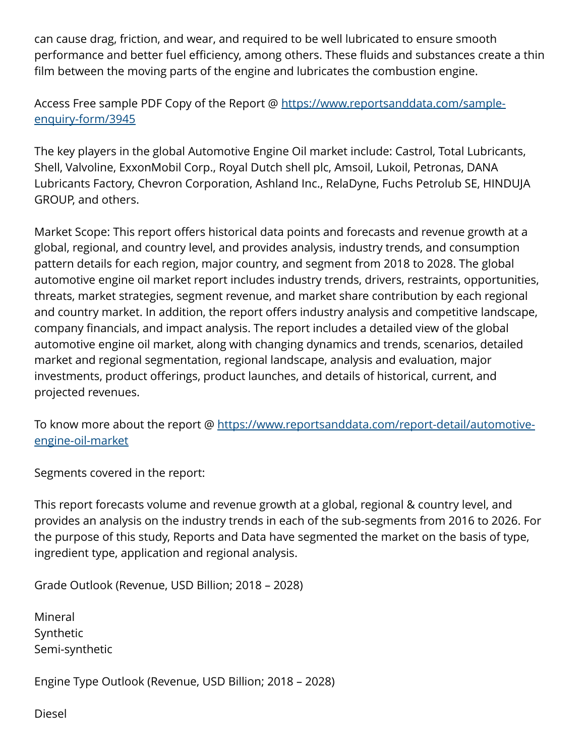can cause drag, friction, and wear, and required to be well lubricated to ensure smooth performance and better fuel efficiency, among others. These fluids and substances create a thin film between the moving parts of the engine and lubricates the combustion engine.

Access Free sample PDF Copy of the Report @ [https://www.reportsanddata.com/sample-enquiry-form/3945](https://www.reportsanddata.com/sample-enquiry-form/3945)

The key players in the global Automotive Engine Oil market include: Castrol, Total Lubricants, Shell, Valvoline, ExxonMobil Corp., Royal Dutch shell plc, Amsoil, Lukoil, Petronas, DANA Lubricants Factory, Chevron Corporation, Ashland Inc., RelaDyne, Fuchs Petrolub SE, HINDUJA GROUP, and others.

Market Scope: This report offers historical data points and forecasts and revenue growth at a global, regional, and country level, and provides analysis, industry trends, and consumption pattern details for each region, major country, and segment from 2018 to 2028. The global automotive engine oil market report includes industry trends, drivers, restraints, opportunities, threats, market strategies, segment revenue, and market share contribution by each regional and country market. In addition, the report offers industry analysis and competitive landscape, company financials, and impact analysis. The report includes a detailed view of the global automotive engine oil market, along with changing dynamics and trends, scenarios, detailed market and regional segmentation, regional landscape, analysis and evaluation, major investments, product offerings, product launches, and details of historical, current, and projected revenues.

To know more about the report @ [https://www.reportsanddata.com/report-detail/automotive-engine-oil-market](https://www.reportsanddata.com/report-detail/automotive-engine-oil-market)

Segments covered in the report:

This report forecasts volume and revenue growth at a global, regional & country level, and provides an analysis on the industry trends in each of the sub-segments from 2016 to 2026. For the purpose of this study, Reports and Data have segmented the market on the basis of type, ingredient type, application and regional analysis.

Grade Outlook (Revenue, USD Billion; 2018 – 2028)

Mineral
Synthetic
Semi-synthetic

Engine Type Outlook (Revenue, USD Billion; 2018 – 2028)

Diesel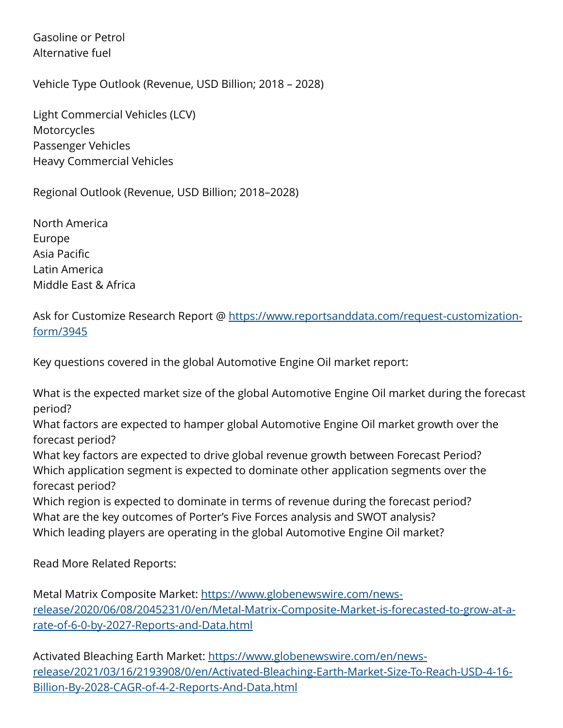Gasoline or Petrol
Alternative fuel

Vehicle Type Outlook (Revenue, USD Billion; 2018 – 2028)

Light Commercial Vehicles (LCV)
Motorcycles
Passenger Vehicles
Heavy Commercial Vehicles

Regional Outlook (Revenue, USD Billion; 2018–2028)

North America
Europe
Asia Pacific
Latin America
Middle East & Africa

Ask for Customize Research Report @ [https://www.reportsanddata.com/request-customization-form/3945](https://www.reportsanddata.com/request-customization-form/3945)

Key questions covered in the global Automotive Engine Oil market report:

What is the expected market size of the global Automotive Engine Oil market during the forecast period?
What factors are expected to hamper global Automotive Engine Oil market growth over the forecast period?
What key factors are expected to drive global revenue growth between Forecast Period?
Which application segment is expected to dominate other application segments over the forecast period?
Which region is expected to dominate in terms of revenue during the forecast period?
What are the key outcomes of Porter's Five Forces analysis and SWOT analysis?
Which leading players are operating in the global Automotive Engine Oil market?

Read More Related Reports:

Metal Matrix Composite Market: [https://www.globenewswire.com/news-release/2020/06/08/2045231/0/en/Metal-Matrix-Composite-Market-is-forecasted-to-grow-at-a-rate-of-6-0-by-2027-Reports-and-Data.html](https://www.globenewswire.com/news-release/2020/06/08/2045231/0/en/Metal-Matrix-Composite-Market-is-forecasted-to-grow-at-a-rate-of-6-0-by-2027-Reports-and-Data.html)

Activated Bleaching Earth Market: [https://www.globenewswire.com/en/news-release/2021/03/16/2193908/0/en/Activated-Bleaching-Earth-Market-Size-To-Reach-USD-4-16-Billion-By-2028-CAGR-of-4-2-Reports-And-Data.html](https://www.globenewswire.com/en/news-release/2021/03/16/2193908/0/en/Activated-Bleaching-Earth-Market-Size-To-Reach-USD-4-16-Billion-By-2028-CAGR-of-4-2-Reports-And-Data.html)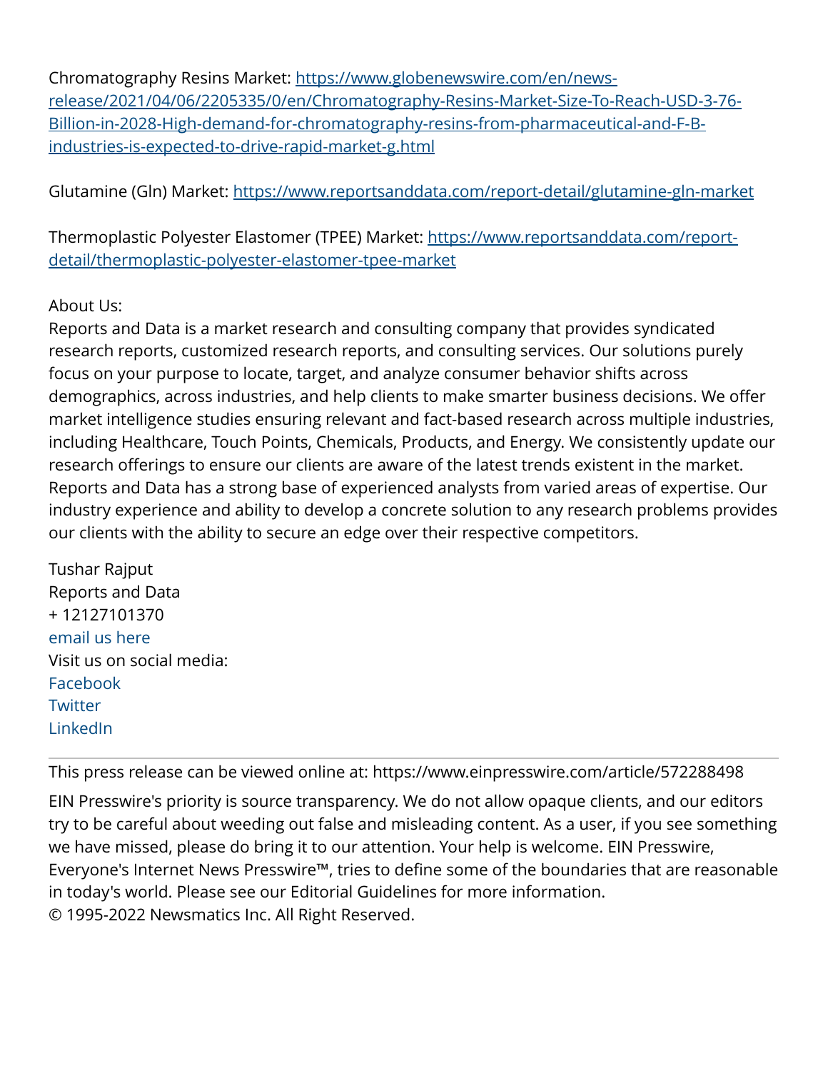Chromatography Resins Market: [https://www.globenewswire.com/en/news-release/2021/04/06/2205335/0/en/Chromatography-Resins-Market-Size-To-Reach-USD-3-76-Billion-in-2028-High-demand-for-chromatography-resins-from-pharmaceutical-and-F-B-industries-is-expected-to-drive-rapid-market-g.html](https://www.globenewswire.com/en/news-release/2021/04/06/2205335/0/en/Chromatography-Resins-Market-Size-To-Reach-USD-3-76-Billion-in-2028-High-demand-for-chromatography-resins-from-pharmaceutical-and-F-B-industries-is-expected-to-drive-rapid-market-g.html)

Glutamine (Gln) Market: [https://www.reportsanddata.com/report-detail/glutamine-gln-market](https://www.reportsanddata.com/report-detail/glutamine-gln-market)

Thermoplastic Polyester Elastomer (TPEE) Market: [https://www.reportsanddata.com/report-detail/thermoplastic-polyester-elastomer-tpee-market](https://www.reportsanddata.com/report-detail/thermoplastic-polyester-elastomer-tpee-market)

About Us:
Reports and Data is a market research and consulting company that provides syndicated research reports, customized research reports, and consulting services. Our solutions purely focus on your purpose to locate, target, and analyze consumer behavior shifts across demographics, across industries, and help clients to make smarter business decisions. We offer market intelligence studies ensuring relevant and fact-based research across multiple industries, including Healthcare, Touch Points, Chemicals, Products, and Energy. We consistently update our research offerings to ensure our clients are aware of the latest trends existent in the market. Reports and Data has a strong base of experienced analysts from varied areas of expertise. Our industry experience and ability to develop a concrete solution to any research problems provides our clients with the ability to secure an edge over their respective competitors.

Tushar Rajput
Reports and Data
+ 12127101370
email us here
Visit us on social media:
Facebook
Twitter
LinkedIn

---

This press release can be viewed online at: https://www.einpresswire.com/article/572288498

EIN Presswire's priority is source transparency. We do not allow opaque clients, and our editors try to be careful about weeding out false and misleading content. As a user, if you see something we have missed, please do bring it to our attention. Your help is welcome. EIN Presswire, Everyone's Internet News Presswire™, tries to define some of the boundaries that are reasonable in today's world. Please see our Editorial Guidelines for more information.
© 1995-2022 Newsmatics Inc. All Right Reserved.